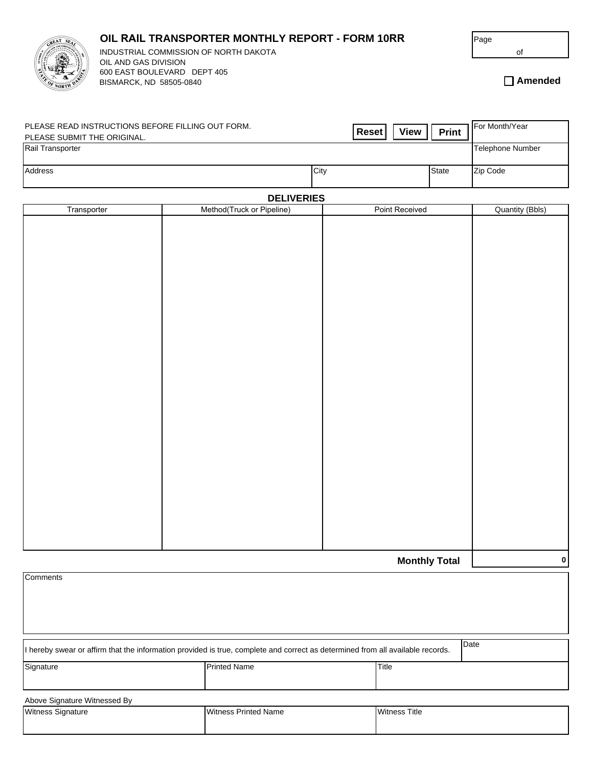# OIL RAIL TRANSPORTER MONTHLY REPORT - FORM 10RR

INDUSTRIAL COMMISSION OF NORTH DAKOTA
OIL AND GAS DIVISION
600 EAST BOULEVARD DEPT 405
BISMARCK, ND 58505-0840

Page of

☐ **Amended**

PLEASE READ INSTRUCTIONS BEFORE FILLING OUT FORM.
PLEASE SUBMIT THE ORIGINAL.

**Reset** **View** **Print**

| Rail Transporter | | | For Month/Year |
|---|---|---|---|
| | | | Telephone Number |
| Address | City | State | Zip Code |

## DELIVERIES

| Transporter | Method(Truck or Pipeline) | Point Received | Quantity (Bbls) |
|---|---|---|---|
| | | | |
| | | **Monthly Total** | 0 |

Comments

| I hereby swear or affirm that the information provided is true, complete and correct as determined from all available records. | | Date |
|---|---|---|
| Signature | Printed Name | Title |

Above Signature Witnessed By

| Witness Signature | Witness Printed Name | Witness Title |
|---|---|---|
| | | |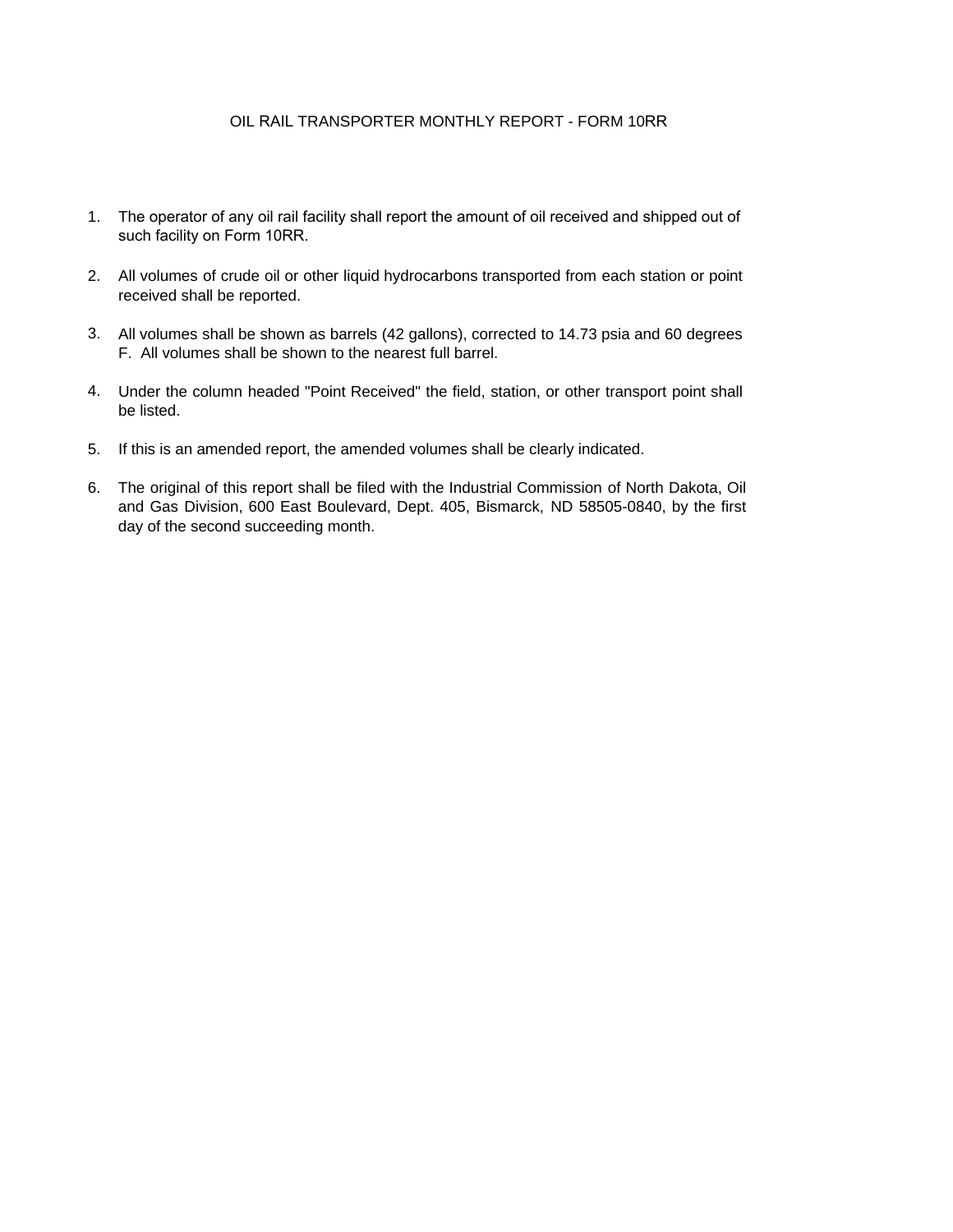# OIL RAIL TRANSPORTER MONTHLY REPORT - FORM 10RR

1. The operator of any oil rail facility shall report the amount of oil received and shipped out of such facility on Form 10RR.

2. All volumes of crude oil or other liquid hydrocarbons transported from each station or point received shall be reported.

3. All volumes shall be shown as barrels (42 gallons), corrected to 14.73 psia and 60 degrees F. All volumes shall be shown to the nearest full barrel.

4. Under the column headed "Point Received" the field, station, or other transport point shall be listed.

5. If this is an amended report, the amended volumes shall be clearly indicated.

6. The original of this report shall be filed with the Industrial Commission of North Dakota, Oil and Gas Division, 600 East Boulevard, Dept. 405, Bismarck, ND 58505-0840, by the first day of the second succeeding month.